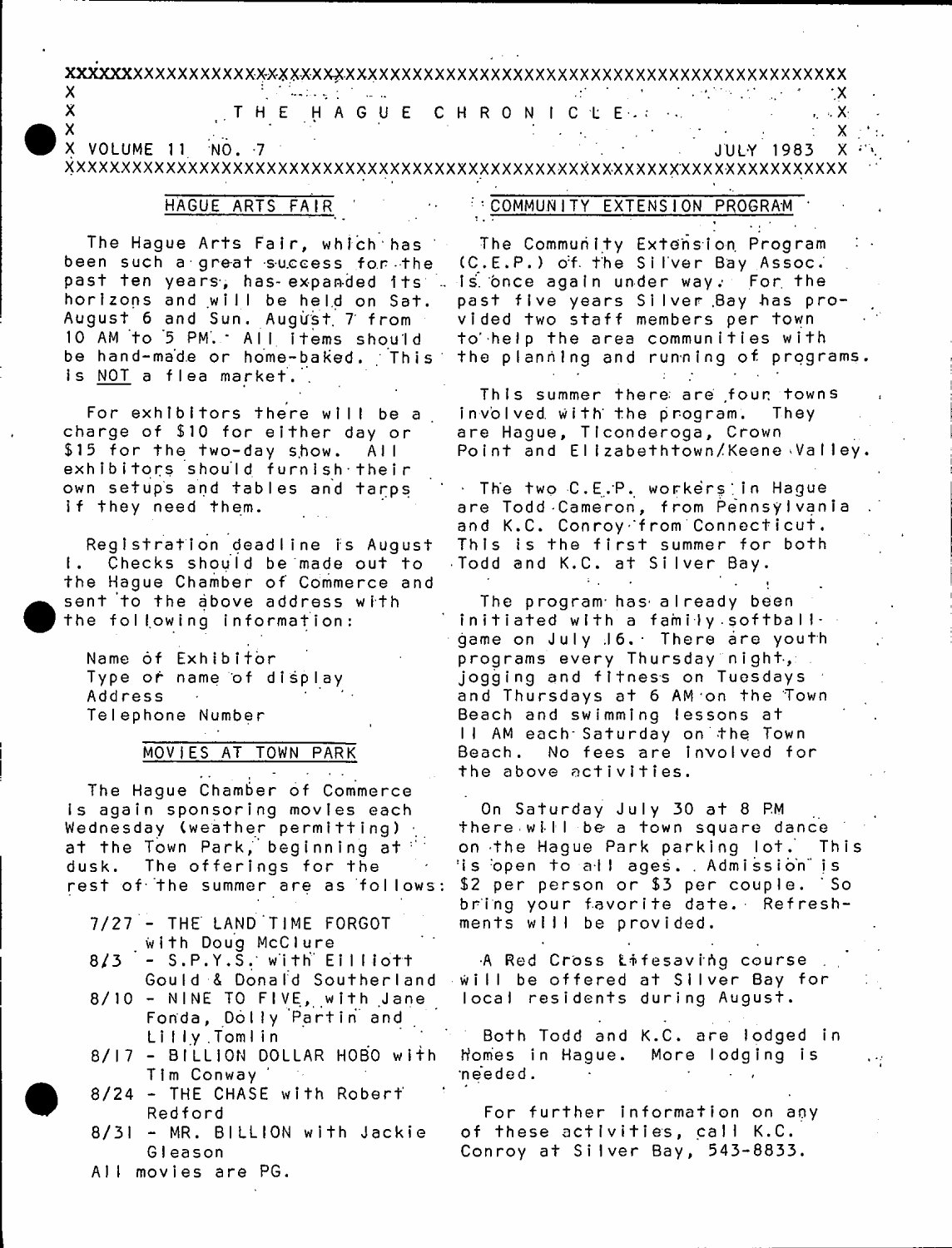# THE HAGUE CHRONICLE

VOLUME 11 NO. 7 — JULY 1983

## HAGUE ARTS FAIR

The Hague Arts Fair, which has been such a great success for the past ten years, has expanded its horizons and will be held on Sat. August 6 and Sun. August 7 from 10 AM to 5 PM. All items should be hand-made or home-baked. This is NOT a flea market.

For exhibitors there will be a charge of $10 for either day or $15 for the two-day show. All exhibitors should furnish their own setups and tables and tarps if they need them.

Registration deadline is August 1. Checks should be made out to the Hague Chamber of Commerce and sent to the above address with the following information:

Name of Exhibitor
Type or name of display
Address
Telephone Number

## MOVIES AT TOWN PARK

The Hague Chamber of Commerce is again sponsoring movies each Wednesday (weather permitting) at the Town Park, beginning at dusk. The offerings for the rest of the summer are as follows:

- 7/27 - THE LAND TIME FORGOT with Doug McClure
- 8/3 - S.P.Y.S. with Eilliott Gould & Donald Southerland
- 8/10 - NINE TO FIVE, with Jane Fonda, Dolly Partin and Lilly Tomlin
- 8/17 - BILLION DOLLAR HOBO with Tim Conway
- 8/24 - THE CHASE with Robert Redford
- 8/31 - MR. BILLION with Jackie Gleason

All movies are PG.

## COMMUNITY EXTENSION PROGRAM

The Community Extension Program (C.E.P.) of the Silver Bay Assoc. is once again under way. For the past five years Silver Bay has provided two staff members per town to help the area communities with the planning and running of programs.

This summer there are four towns involved with the program. They are Hague, Ticonderoga, Crown Point and Elizabethtown/Keene Valley.

The two C.E.P. workers in Hague are Todd Cameron, from Pennsylvania and K.C. Conroy from Connecticut. This is the first summer for both Todd and K.C. at Silver Bay.

The program has already been initiated with a family softball game on July 16. There are youth programs every Thursday night, jogging and fitness on Tuesdays and Thursdays at 6 AM on the Town Beach and swimming lessons at 11 AM each Saturday on the Town Beach. No fees are involved for the above activities.

On Saturday July 30 at 8 PM there will be a town square dance on the Hague Park parking lot. This is open to all ages. Admission is $2 per person or $3 per couple. So bring your favorite date. Refreshments will be provided.

A Red Cross Lifesaving course will be offered at Silver Bay for local residents during August.

Both Todd and K.C. are lodged in Homes in Hague. More lodging is needed.

For further information on any of these activities, call K.C. Conroy at Silver Bay, 543-8833.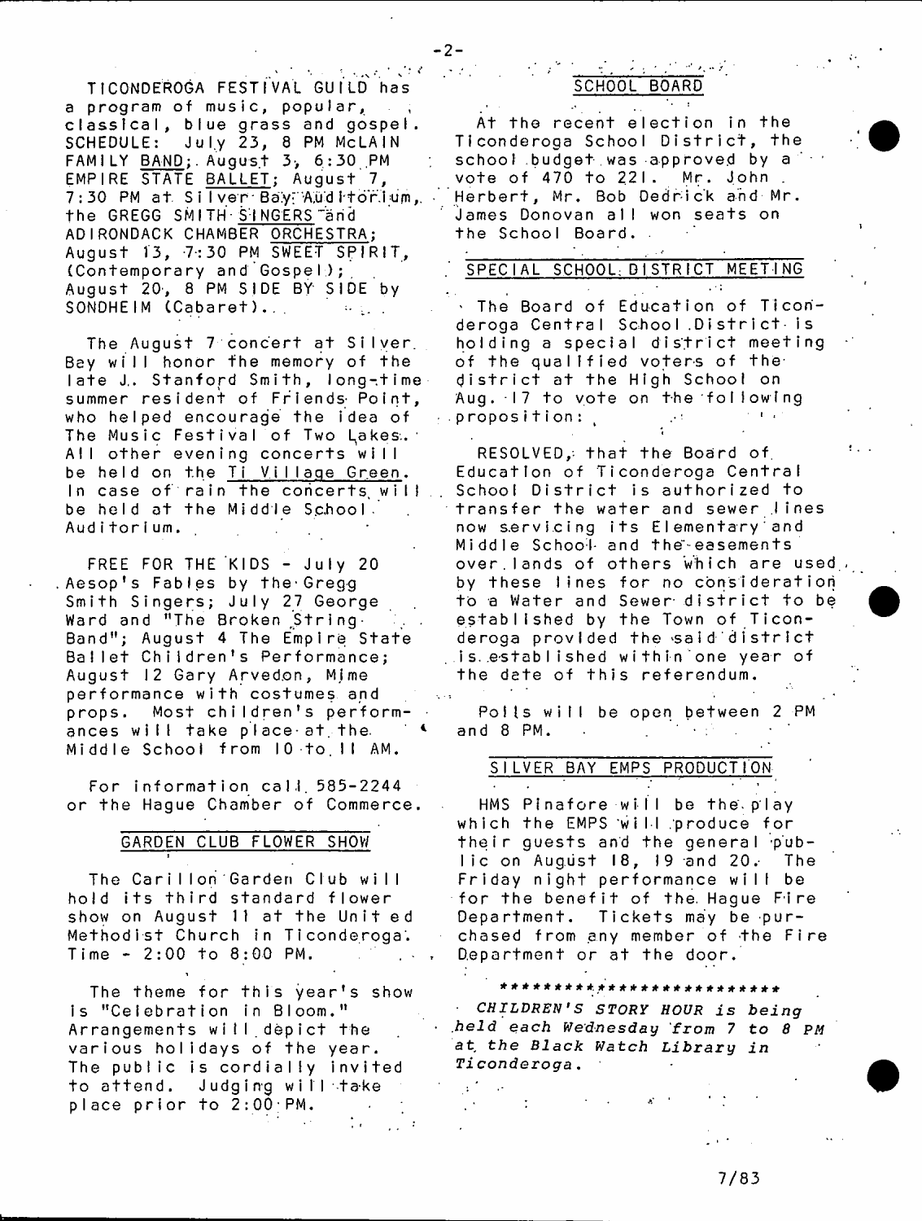TICONDEROGA FESTIVAL GUILD has a program of music, popular, classical, blue grass and gospel. SCHEDULE: July 23, 8 PM McLAIN FAMILY BAND; August 3, 6:30 PM EMPIRE STATE BALLET; August 7, 7:30 PM at Silver Bay Auditorium, the GREGG SMITH SINGERS and ADIRONDACK CHAMBER ORCHESTRA; August 13, 7:30 PM SWEET SPIRIT, (Contemporary and Gospel); August 20, 8 PM SIDE BY SIDE by SONDHEIM (Cabaret).

The August 7 concert at Silver Bay will honor the memory of the late J. Stanford Smith, long-time summer resident of Friends Point, who helped encourage the idea of The Music Festival of Two Lakes. All other evening concerts will be held on the Ti Village Green. In case of rain the concerts will be held at the Middle School Auditorium.

FREE FOR THE KIDS - July 20 Aesop's Fables by the Gregg Smith Singers; July 27 George Ward and "The Broken String Band"; August 4 The Empire State Ballet Children's Performance; August 12 Gary Arvedon, Mime performance with costumes and props. Most children's performances will take place at the Middle School from 10 to 11 AM.

For information call 585-2244 or the Hague Chamber of Commerce.

## GARDEN CLUB FLOWER SHOW

The Carillon Garden Club will hold its third standard flower show on August 11 at the United Methodist Church in Ticonderoga. Time - 2:00 to 8:00 PM.

The theme for this year's show is "Celebration in Bloom." Arrangements will depict the various holidays of the year. The public is cordially invited to attend. Judging will take place prior to 2:00 PM.

## SCHOOL BOARD

At the recent election in the Ticonderoga School District, the school budget was approved by a vote of 470 to 221. Mr. John Herbert, Mr. Bob Dedrick and Mr. James Donovan all won seats on the School Board.

## SPECIAL SCHOOL DISTRICT MEETING

The Board of Education of Ticonderoga Central School District is holding a special district meeting of the qualified voters of the district at the High School on Aug. 17 to vote on the following proposition:

RESOLVED, that the Board of Education of Ticonderoga Central School District is authorized to transfer the water and sewer lines now servicing its Elementary and Middle School and the easements over lands of others which are used by these lines for no consideration to a Water and Sewer district to be established by the Town of Ticonderoga provided the said district is established within one year of the date of this referendum.

Polls will be open between 2 PM and 8 PM.

## SILVER BAY EMPS PRODUCTION

HMS Pinafore will be the play which the EMPS will produce for their guests and the general public on August 18, 19 and 20. The Friday night performance will be for the benefit of the Hague Fire Department. Tickets may be purchased from any member of the Fire Department or at the door.

**************************

*CHILDREN'S STORY HOUR is being held each Wednesday from 7 to 8 PM at the Black Watch Library in Ticonderoga.*

7/83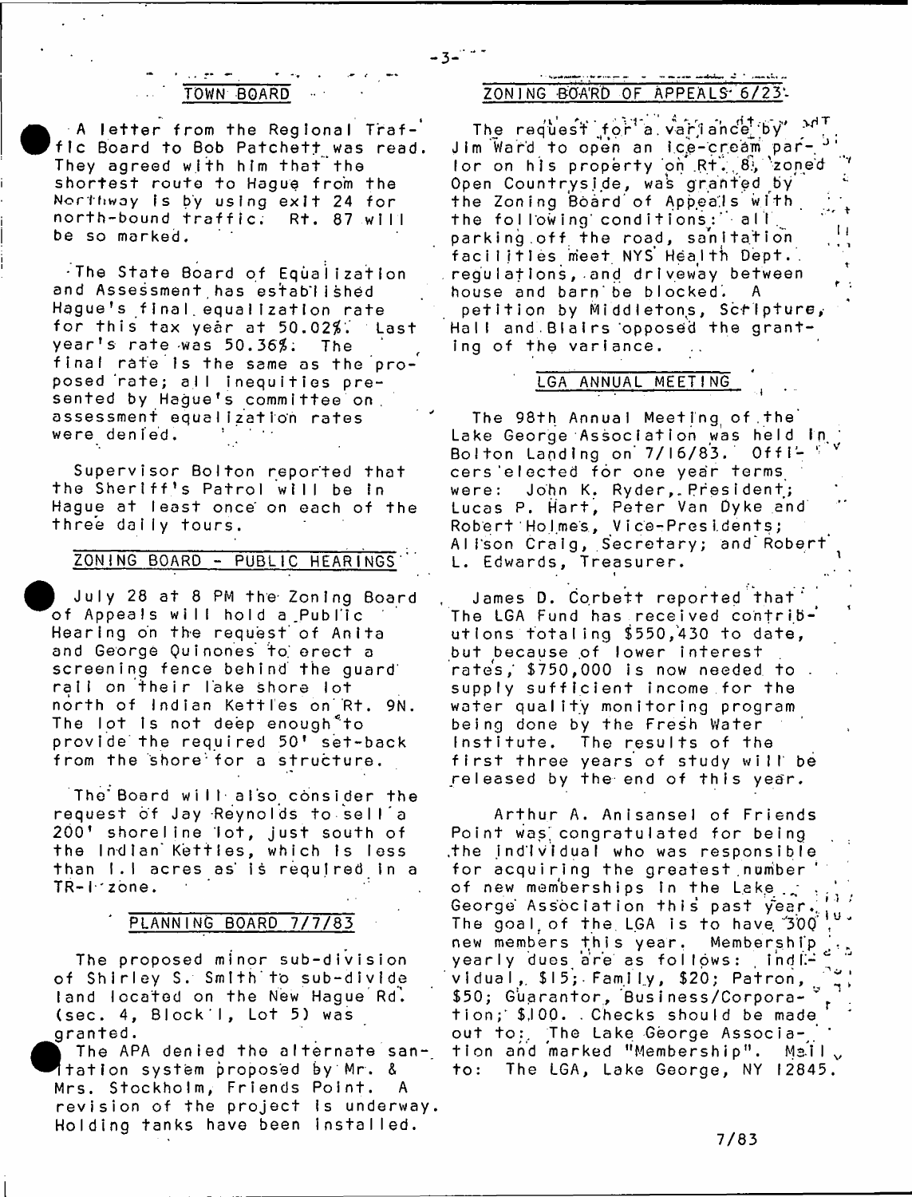## TOWN BOARD

A letter from the Regional Traffic Board to Bob Patchett was read. They agreed with him that the shortest route to Hague from the Northway is by using exit 24 for north-bound traffic. Rt. 87 will be so marked.

The State Board of Equalization and Assessment has established Hague's final equalization rate for this tax year at 50.02%. Last year's rate was 50.36%. The final rate is the same as the proposed rate; all inequities presented by Hague's committee on assessment equalization rates were denied.

Supervisor Bolton reported that the Sheriff's Patrol will be in Hague at least once on each of the three daily tours.

## ZONING BOARD - PUBLIC HEARINGS

July 28 at 8 PM the Zoning Board of Appeals will hold a Public Hearing on the request of Anita and George Quinones to erect a screening fence behind the guard rail on their lake shore lot north of Indian Kettles on Rt. 9N. The lot is not deep enough to provide the required 50' set-back from the shore for a structure.

The Board will also consider the request of Jay Reynolds to sell a 200' shoreline lot, just south of the Indian Kettles, which is less than 1.1 acres as is required in a TR-1 zone.

## PLANNING BOARD 7/7/83

The proposed minor sub-division of Shirley S. Smith to sub-divide land located on the New Hague Rd. (sec. 4, Block 1, Lot 5) was granted.

The APA denied the alternate sanitation system proposed by Mr. & Mrs. Stockholm, Friends Point. A revision of the project is underway. Holding tanks have been installed.

## ZONING BOARD OF APPEALS 6/23

The request for a variance by Jim Ward to open an ice-cream parlor on his property on Rt. 8, zoned Open Countryside, was granted by the Zoning Board of Appeals with the following conditions: all parking off the road, sanitation facilities meet NYS Health Dept. regulations, and driveway between house and barn be blocked. A petition by Middletons, Scripture, Hall and Blairs opposed the granting of the variance.

## LGA ANNUAL MEETING

The 98th Annual Meeting of the Lake George Association was held in Bolton Landing on 7/16/83. Officers elected for one year terms were: John K. Ryder, President; Lucas P. Hart, Peter Van Dyke and Robert Holmes, Vice-Presidents; Allson Craig, Secretary; and Robert L. Edwards, Treasurer.

James D. Corbett reported that The LGA Fund has received contributions totaling $550,430 to date, but because of lower interest rates, $750,000 is now needed to supply sufficient income for the water quality monitoring program being done by the Fresh Water Institute. The results of the first three years of study will be released by the end of this year.

Arthur A. Anisansel of Friends Point was congratulated for being the individual who was responsible for acquiring the greatest number of new memberships in the Lake George Association this past year. The goal of the LGA is to have 300 new members this year. Membership yearly dues are as follows: Individual, $15; Family, $20; Patron, $50; Guarantor, Business/Corporation; $100. Checks should be made out to: The Lake George Association and marked "Membership". Mail to: The LGA, Lake George, NY 12845.

7/83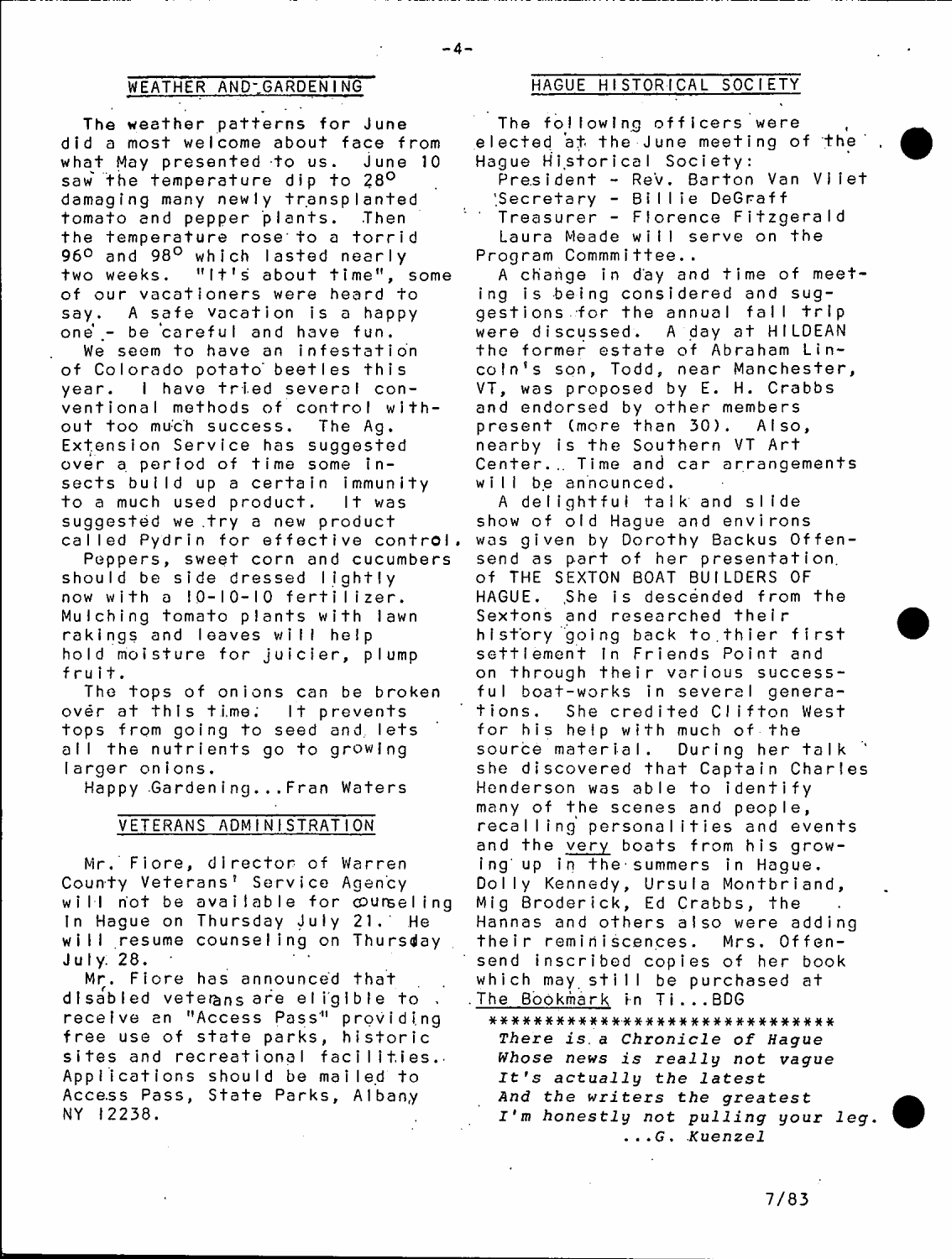## WEATHER AND GARDENING

The weather patterns for June did a most welcome about face from what May presented to us. June 10 saw the temperature dip to 28° damaging many newly transplanted tomato and pepper plants. Then the temperature rose to a torrid 96° and 98° which lasted nearly two weeks. "It's about time", some of our vacationers were heard to say. A safe vacation is a happy one - be careful and have fun.

We seem to have an infestation of Colorado potato beetles this year. I have tried several conventional methods of control without too much success. The Ag. Extension Service has suggested over a period of time some insects build up a certain immunity to a much used product. It was suggested we try a new product called Pydrin for effective control.

Peppers, sweet corn and cucumbers should be side dressed lightly now with a 10-10-10 fertilizer. Mulching tomato plants with lawn rakings and leaves will help hold moisture for juicier, plump fruit.

The tops of onions can be broken over at this time. It prevents tops from going to seed and lets all the nutrients go to growing larger onions.

Happy Gardening...Fran Waters

## VETERANS ADMINISTRATION

Mr. Fiore, director of Warren County Veterans' Service Agency will not be available for counseling in Hague on Thursday July 21. He will resume counseling on Thursday July 28.

Mr. Fiore has announced that disabled veterans are eligible to receive an "Access Pass" providing free use of state parks, historic sites and recreational facilities. Applications should be mailed to Access Pass, State Parks, Albany NY 12238.

## HAGUE HISTORICAL SOCIETY

The following officers were elected at the June meeting of the Hague Historical Society:

President - Rev. Barton Van Vliet
Secretary - Billie DeGraff
Treasurer - Florence Fitzgerald

Laura Meade will serve on the Program Commmittee..

A change in day and time of meeting is being considered and suggestions for the annual fall trip were discussed. A day at HILDEAN the former estate of Abraham Lincoln's son, Todd, near Manchester, VT, was proposed by E. H. Crabbs and endorsed by other members present (more than 30). Also, nearby is the Southern VT Art Center.. Time and car arrangements will be announced.

A delightful talk and slide show of old Hague and environs was given by Dorothy Backus Offensend as part of her presentation of THE SEXTON BOAT BUILDERS OF HAGUE. She is descended from the Sextons and researched their history going back to thier first settlement in Friends Point and on through their various successful boat-works in several generations. She credited Clifton West for his help with much of the source material. During her talk she discovered that Captain Charles Henderson was able to identify many of the scenes and people, recalling personalities and events and the very boats from his growing up in the summers in Hague. Dolly Kennedy, Ursula Montbriand, Mig Broderick, Ed Crabbs, the Hannas and others also were adding their reminiscences. Mrs. Offensend inscribed copies of her book which may still be purchased at The Bookmark in Ti...BDG

******************************

*There is a Chronicle of Hague*
*Whose news is really not vague*
*It's actually the latest*
*And the writers the greatest*
*I'm honestly not pulling your leg.*
*...G. Kuenzel*

7/83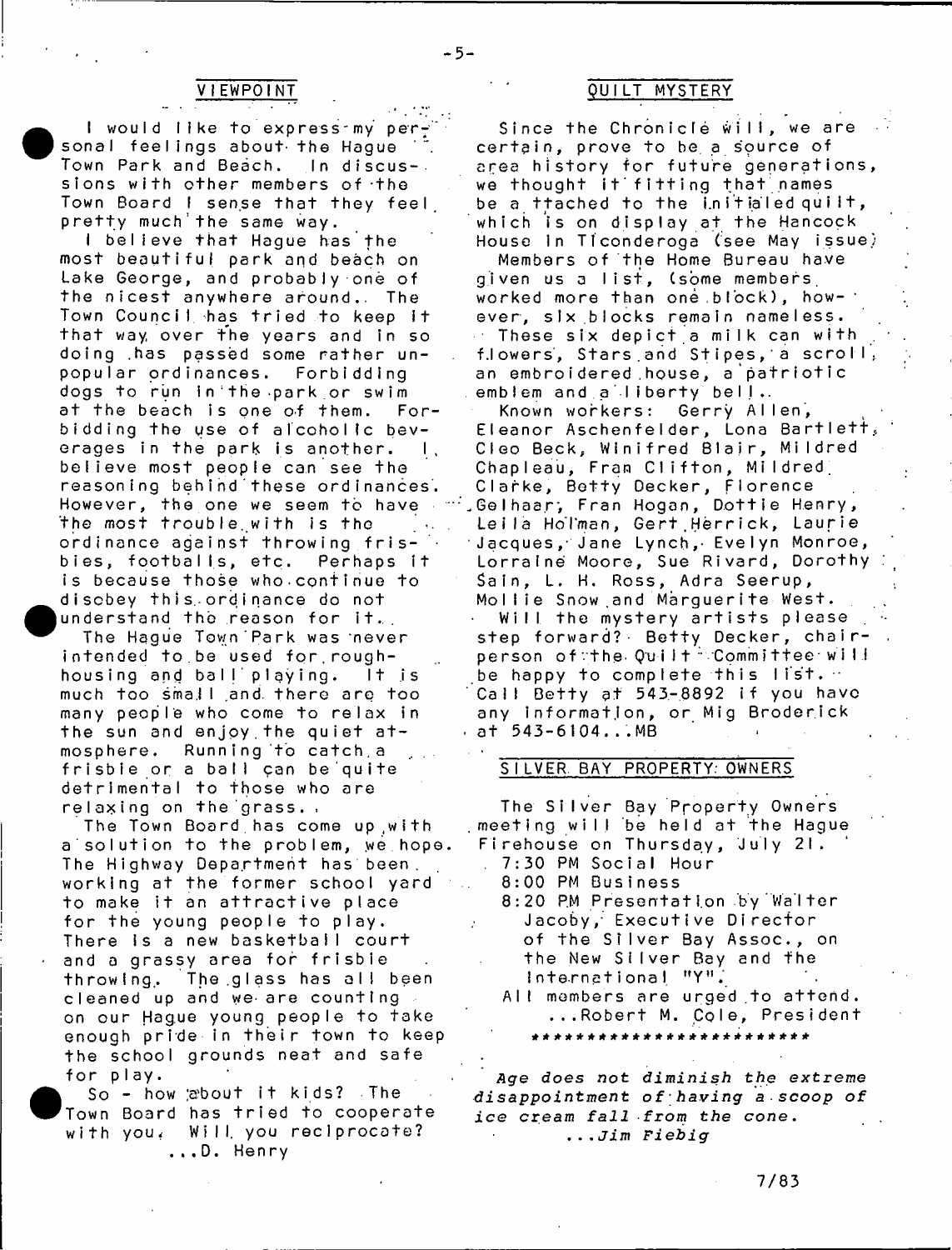## VIEWPOINT

I would like to express my personal feelings about the Hague Town Park and Beach. In discussions with other members of the Town Board I sense that they feel pretty much the same way.

I believe that Hague has the most beautiful park and beach on Lake George, and probably one of the nicest anywhere around. The Town Council has tried to keep it that way over the years and in so doing has passed some rather unpopular ordinances. Forbidding dogs to run in the park or swim at the beach is one of them. Forbidding the use of alcoholic beverages in the park is another. I believe most people can see the reasoning behind these ordinances. However, the one we seem to have the most trouble with is the ordinance against throwing frisbies, footballs, etc. Perhaps it is because those who continue to disobey this ordinance do not understand the reason for it.

The Hague Town Park was never intended to be used for roughhousing and ball playing. It is much too small and there are too many people who come to relax in the sun and enjoy the quiet atmosphere. Running to catch a frisbie or a ball can be quite detrimental to those who are relaxing on the grass.

The Town Board has come up with a solution to the problem, we hope. The Highway Department has been working at the former school yard to make it an attractive place for the young people to play. There is a new basketball court and a grassy area for frisbie throwing. The glass has all been cleaned up and we are counting on our Hague young people to take enough pride in their town to keep the school grounds neat and safe for play.

So - how about it kids? The Town Board has tried to cooperate with you. Will you reciprocate?

...D. Henry

## QUILT MYSTERY

Since the Chronicle will, we are certain, prove to be a source of area history for future generations, we thought it fitting that names be attached to the initialed quilt, which is on display at the Hancock House in Ticonderoga (see May issue)

Members of the Home Bureau have given us a list, (some members worked more than one block), however, six blocks remain nameless.

These six depict a milk can with flowers, Stars and Stipes, a scroll, an embroidered house, a patriotic emblem and a liberty bell.

Known workers: Gerry Allen, Eleanor Aschenfelder, Lona Bartlett, Cleo Beck, Winifred Blair, Mildred Chapleau, Fran Clifton, Mildred Clarke, Betty Decker, Florence Gelhaar, Fran Hogan, Dottie Henry, Leila Holman, Gert Herrick, Laurie Jacques, Jane Lynch, Evelyn Monroe, Lorraine Moore, Sue Rivard, Dorothy Sain, L. H. Ross, Adra Seerup, Mollie Snow and Marguerite West.

Will the mystery artists please step forward? Betty Decker, chairperson of the Quilt Committee will be happy to complete this list. Call Betty at 543-8892 if you have any information, or Mig Broderick at 543-6104...MB

## SILVER BAY PROPERTY OWNERS

The Silver Bay Property Owners meeting will be held at the Hague Firehouse on Thursday, July 21.

- 7:30 PM Social Hour
- 8:00 PM Business
- 8:20 PM Presentation by Walter Jacoby, Executive Director of the Silver Bay Assoc., on the New Silver Bay and the International "Y".

All members are urged to attend.

...Robert M. Cole, President

************************

*Age does not diminish the extreme disappointment of having a scoop of ice cream fall from the cone.*

*...Jim Fiebig*

7/83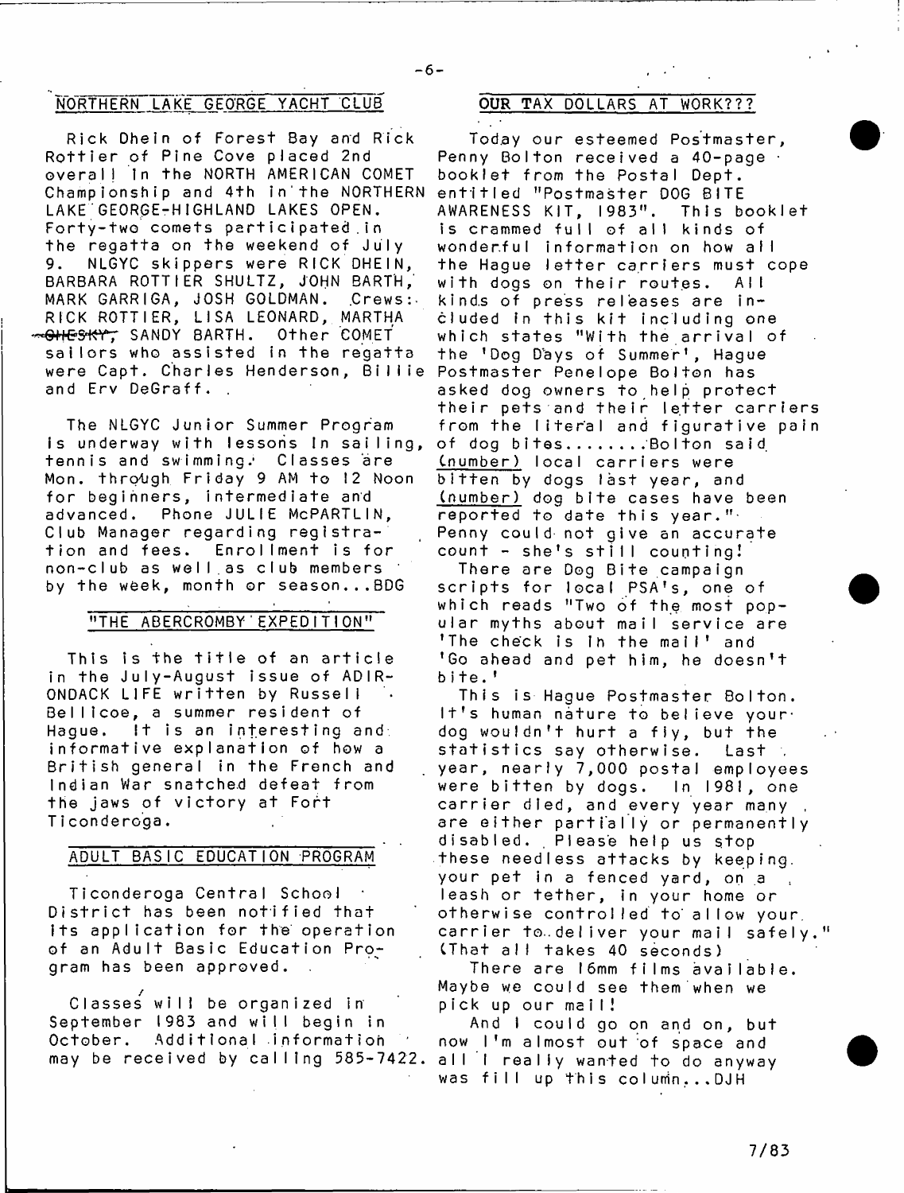## NORTHERN LAKE GEORGE YACHT CLUB

Rick Dhein of Forest Bay and Rick Rottier of Pine Cove placed 2nd overall in the NORTH AMERICAN COMET Championship and 4th in the NORTHERN LAKE GEORGE-HIGHLAND LAKES OPEN. Forty-two comets participated in the regatta on the weekend of July 9. NLGYC skippers were RICK DHEIN, BARBARA ROTTIER SHULTZ, JOHN BARTH, MARK GARRIGA, JOSH GOLDMAN. Crews: RICK ROTTIER, LISA LEONARD, MARTHA ~~CHESKY~~, SANDY BARTH. Other COMET sailors who assisted in the regatta were Capt. Charles Henderson, Billie and Erv DeGraff.

The NLGYC Junior Summer Program is underway with lessons in sailing, tennis and swimming. Classes are Mon. through Friday 9 AM to 12 Noon for beginners, intermediate and advanced. Phone JULIE McPARTLIN, Club Manager regarding registration and fees. Enrollment is for non-club as well as club members by the week, month or season...BDG

## "THE ABERCROMBY EXPEDITION"

This is the title of an article in the July-August issue of ADIRONDACK LIFE written by Russell Bellicoe, a summer resident of Hague. It is an interesting and informative explanation of how a British general in the French and Indian War snatched defeat from the jaws of victory at Fort Ticonderoga.

## ADULT BASIC EDUCATION PROGRAM

Ticonderoga Central School District has been notified that its application for the operation of an Adult Basic Education Program has been approved.

Classes will be organized in September 1983 and will begin in October. Additional information may be received by calling 585-7422.

## OUR TAX DOLLARS AT WORK???

Today our esteemed Postmaster, Penny Bolton received a 40-page booklet from the Postal Dept. entitled "Postmaster DOG BITE AWARENESS KIT, 1983". This booklet is crammed full of all kinds of wonderful information on how all the Hague letter carriers must cope with dogs on their routes. All kinds of press releases are included in this kit including one which states "With the arrival of the 'Dog Days of Summer', Hague Postmaster Penelope Bolton has asked dog owners to help protect their pets and their letter carriers from the literal and figurative pain of dog bites........Bolton said (number) local carriers were bitten by dogs last year, and (number) dog bite cases have been reported to date this year." Penny could not give an accurate count - she's still counting!

There are Dog Bite campaign scripts for local PSA's, one of which reads "Two of the most popular myths about mail service are 'The check is in the mail' and 'Go ahead and pet him, he doesn't bite.'

This is Hague Postmaster Bolton. It's human nature to believe your dog wouldn't hurt a fly, but the statistics say otherwise. Last year, nearly 7,000 postal employees were bitten by dogs. In 1981, one carrier died, and every year many are either partially or permanently disabled. Please help us stop these needless attacks by keeping your pet in a fenced yard, on a leash or tether, in your home or otherwise controlled to allow your carrier to deliver your mail safely." (That all takes 40 seconds)

There are 16mm films available. Maybe we could see them when we pick up our mail!

And I could go on and on, but now I'm almost out of space and all I really wanted to do anyway was fill up this column...DJH

7/83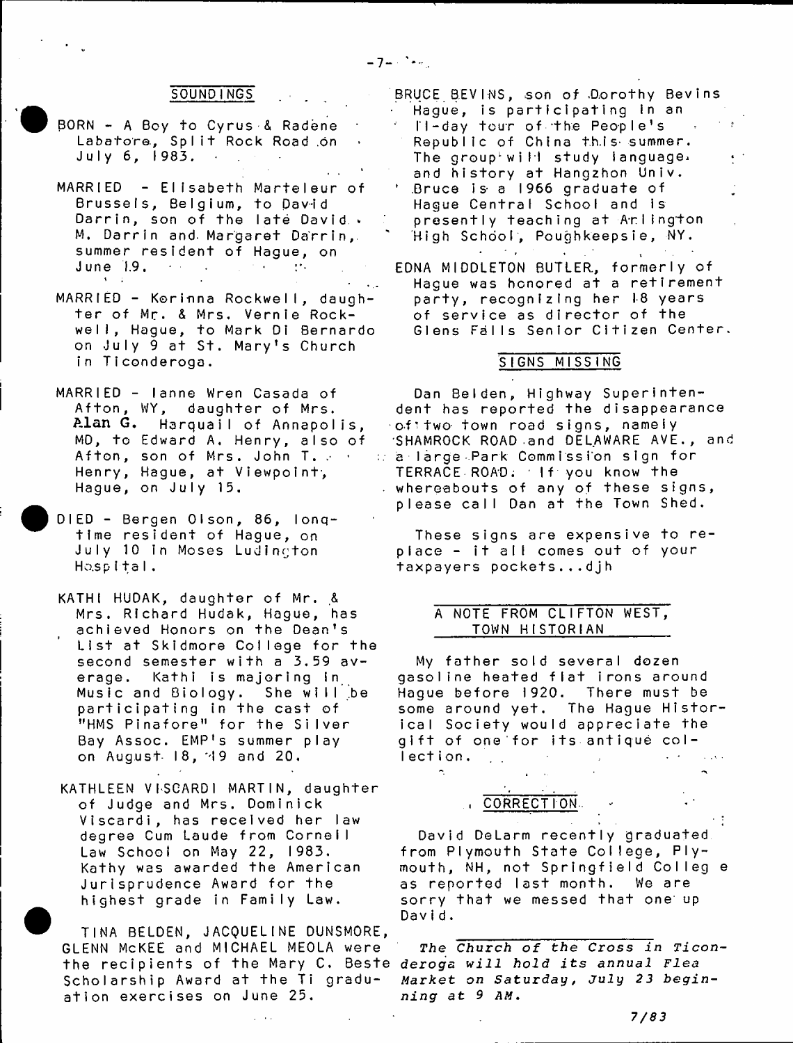## SOUNDINGS

BORN - A Boy to Cyrus & Radene Labatore, Split Rock Road on July 6, 1983.

MARRIED - Elisabeth Marteleur of Brussels, Belgium, to David Darrin, son of the late David M. Darrin and Margaret Darrin, summer resident of Hague, on June 19.

MARRIED - Korinna Rockwell, daughter of Mr. & Mrs. Vernie Rockwell, Hague, to Mark Di Bernardo on July 9 at St. Mary's Church in Ticonderoga.

MARRIED - Ianne Wren Casada of Afton, WY, daughter of Mrs. Alan G. Harquail of Annapolis, MD, to Edward A. Henry, also of Afton, son of Mrs. John T. Henry, Hague, at Viewpoint, Hague, on July 15.

DIED - Bergen Olson, 86, longtime resident of Hague, on July 10 in Moses Ludington Hospital.

KATHI HUDAK, daughter of Mr. & Mrs. Richard Hudak, Hague, has achieved Honors on the Dean's List at Skidmore College for the second semester with a 3.59 average. Kathi is majoring in Music and Biology. She will be participating in the cast of "HMS Pinafore" for the Silver Bay Assoc. EMP's summer play on August 18, 19 and 20.

KATHLEEN VISCARDI MARTIN, daughter of Judge and Mrs. Dominick Viscardi, has received her law degree Cum Laude from Cornell Law School on May 22, 1983. Kathy was awarded the American Jurisprudence Award for the highest grade in Family Law.

TINA BELDEN, JACQUELINE DUNSMORE, GLENN McKEE and MICHAEL MEOLA were the recipients of the Mary C. Beste Scholarship Award at the Ti graduation exercises on June 25.

BRUCE BEVINS, son of Dorothy Bevins Hague, is participating in an 11-day tour of the People's Republic of China this summer. The group will study language and history at Hangzhon Univ. Bruce is a 1966 graduate of Hague Central School and is presently teaching at Arlington High School, Poughkeepsie, NY.

EDNA MIDDLETON BUTLER, formerly of Hague was honored at a retirement party, recognizing her 18 years of service as director of the Glens Falls Senior Citizen Center.

## SIGNS MISSING

Dan Belden, Highway Superintendent has reported the disappearance of two town road signs, namely SHAMROCK ROAD and DELAWARE AVE., and a large Park Commission sign for TERRACE ROAD. If you know the whereabouts of any of these signs, please call Dan at the Town Shed.

These signs are expensive to replace - it all comes out of your taxpayers pockets...djh

## A NOTE FROM CLIFTON WEST, TOWN HISTORIAN

My father sold several dozen gasoline heated flat irons around Hague before 1920. There must be some around yet. The Hague Historical Society would appreciate the gift of one for its antique collection.

## CORRECTION

David DeLarm recently graduated from Plymouth State College, Plymouth, NH, not Springfield College as reported last month. We are sorry that we messed that one up David.

*The Church of the Cross in Ticonderoga will hold its annual Flea Market on Saturday, July 23 beginning at 9 AM.*

7/83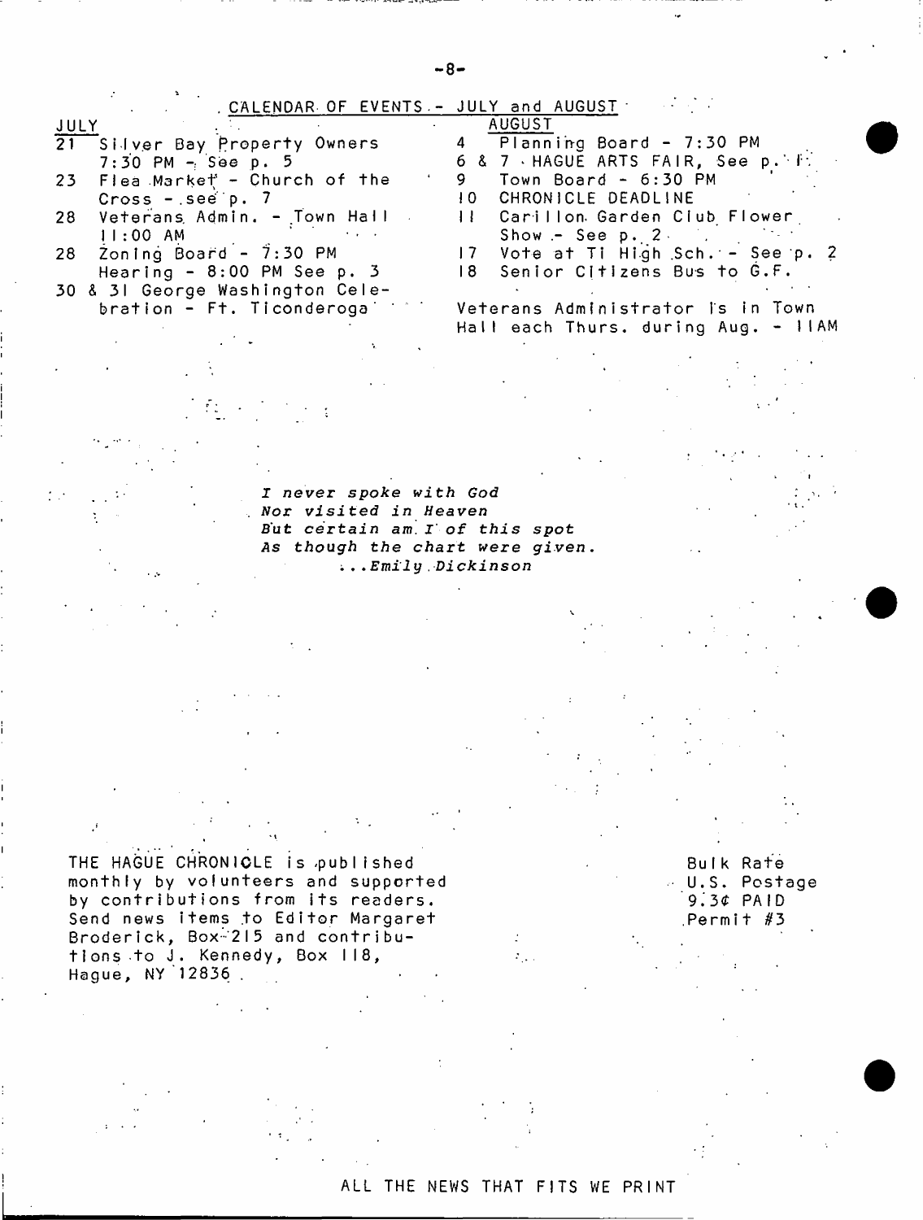## CALENDAR OF EVENTS - JULY and AUGUST

**JULY**

- 21 Silver Bay Property Owners 7:30 PM - See p. 5
- 23 Flea Market - Church of the Cross - see p. 7
- 28 Veterans Admin. - Town Hall 11:00 AM
- 28 Zoning Board - 7:30 PM Hearing - 8:00 PM See p. 3
- 30 & 31 George Washington Celebration - Ft. Ticonderoga

**AUGUST**

- 4 Planning Board - 7:30 PM
- 6 & 7 HAGUE ARTS FAIR, See p. F
- 9 Town Board - 6:30 PM
- 10 CHRONICLE DEADLINE
- 11 Carillon Garden Club Flower Show - See p. 2
- 17 Vote at Ti High Sch. - See p. 2
- 18 Senior Citizens Bus to G.F.

Veterans Administrator is in Town Hall each Thurs. during Aug. - 11AM

*I never spoke with God*
*Nor visited in Heaven*
*But certain am I of this spot*
*As though the chart were given.*
*...Emily Dickinson*

THE HAGUE CHRONICLE is published monthly by volunteers and supported by contributions from its readers. Send news items to Editor Margaret Broderick, Box 215 and contributions to J. Kennedy, Box 118, Hague, NY 12836.

Bulk Rate
U.S. Postage
9.3¢ PAID
Permit #3

ALL THE NEWS THAT FITS WE PRINT